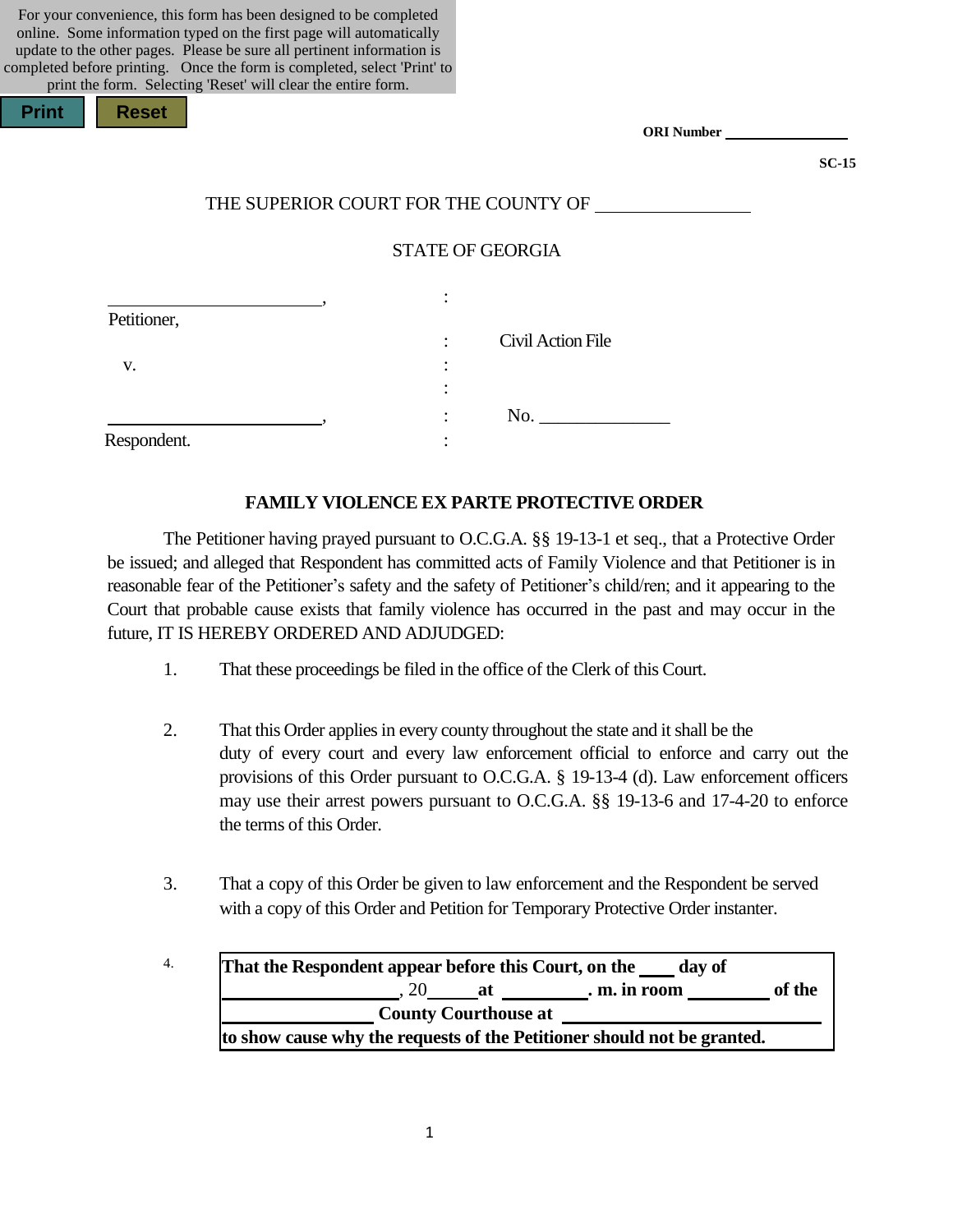For your convenience, this form has been designed to be completed online. Some information typed on the first page will automatically update to the other pages. Please be sure all pertinent information is completed before printing. Once the form is completed, select 'Print' to print the form. Selecting 'Reset' will clear the entire form.

Print Reset

**ORI Number** ________________

**SC-15**

THE SUPERIOR COURT FOR THE COUNTY OF ________________

STATE OF GEORGIA

| | | |
|---|---|---|
| ________________________, | : | |
| Petitioner, | : | Civil Action File |
| v. | : | |
| | : | |
| ________________________, | : | No. ______________ |
| Respondent. | : | |

**FAMILY VIOLENCE EX PARTE PROTECTIVE ORDER**

The Petitioner having prayed pursuant to O.C.G.A. §§ 19-13-1 et seq., that a Protective Order be issued; and alleged that Respondent has committed acts of Family Violence and that Petitioner is in reasonable fear of the Petitioner's safety and the safety of Petitioner's child/ren; and it appearing to the Court that probable cause exists that family violence has occurred in the past and may occur in the future, IT IS HEREBY ORDERED AND ADJUDGED:

1. That these proceedings be filed in the office of the Clerk of this Court.

2. That this Order applies in every county throughout the state and it shall be the duty of every court and every law enforcement official to enforce and carry out the provisions of this Order pursuant to O.C.G.A. § 19-13-4 (d). Law enforcement officers may use their arrest powers pursuant to O.C.G.A. §§ 19-13-6 and 17-4-20 to enforce the terms of this Order.

3. That a copy of this Order be given to law enforcement and the Respondent be served with a copy of this Order and Petition for Temporary Protective Order instanter.

4. **That the Respondent appear before this Court, on the ____ day of ____________________, 20______ at __________. m. in room _________ of the ________________ County Courthouse at ____________________________ to show cause why the requests of the Petitioner should not be granted.**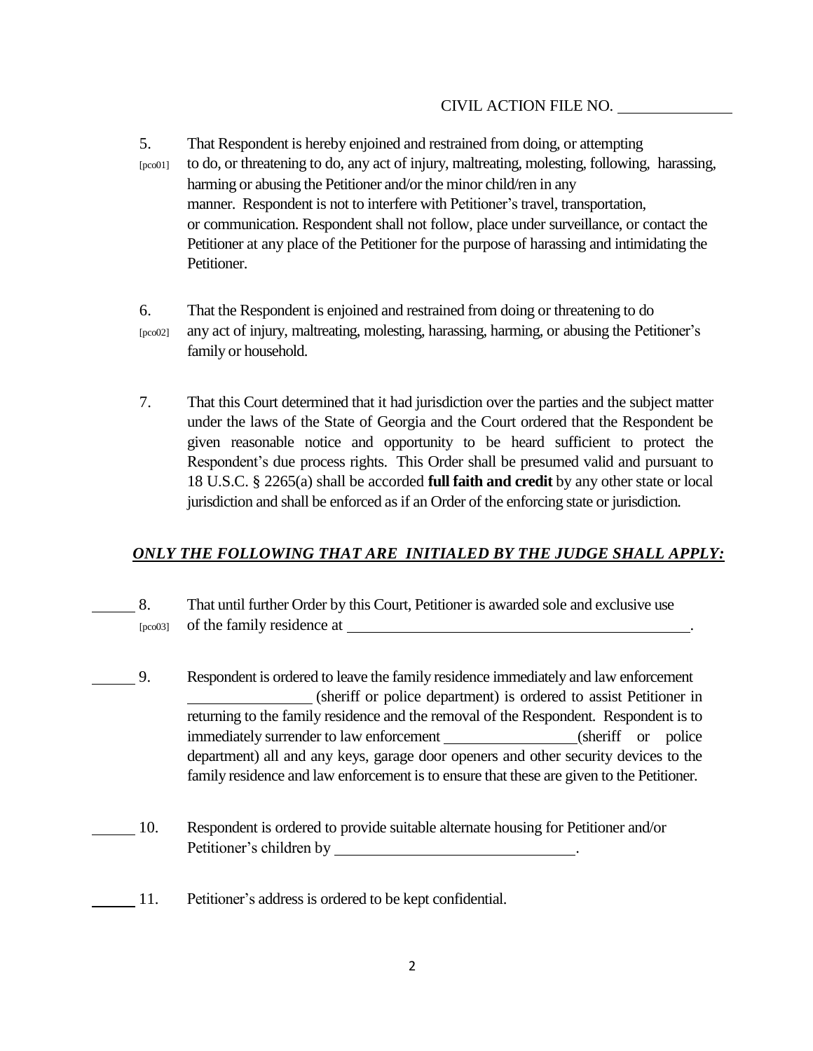CIVIL ACTION FILE NO. ______________

5. [pco01] That Respondent is hereby enjoined and restrained from doing, or attempting to do, or threatening to do, any act of injury, maltreating, molesting, following, harassing, harming or abusing the Petitioner and/or the minor child/ren in any manner. Respondent is not to interfere with Petitioner's travel, transportation, or communication. Respondent shall not follow, place under surveillance, or contact the Petitioner at any place of the Petitioner for the purpose of harassing and intimidating the Petitioner.

6. [pco02] That the Respondent is enjoined and restrained from doing or threatening to do any act of injury, maltreating, molesting, harassing, harming, or abusing the Petitioner's family or household.

7. That this Court determined that it had jurisdiction over the parties and the subject matter under the laws of the State of Georgia and the Court ordered that the Respondent be given reasonable notice and opportunity to be heard sufficient to protect the Respondent's due process rights. This Order shall be presumed valid and pursuant to 18 U.S.C. § 2265(a) shall be accorded **full faith and credit** by any other state or local jurisdiction and shall be enforced as if an Order of the enforcing state or jurisdiction.

***ONLY THE FOLLOWING THAT ARE INITIALED BY THE JUDGE SHALL APPLY:***

______ 8. [pco03] That until further Order by this Court, Petitioner is awarded sole and exclusive use of the family residence at ______________________________________________.

______ 9. Respondent is ordered to leave the family residence immediately and law enforcement ________________ (sheriff or police department) is ordered to assist Petitioner in returning to the family residence and the removal of the Respondent. Respondent is to immediately surrender to law enforcement _________________(sheriff or police department) all and any keys, garage door openers and other security devices to the family residence and law enforcement is to ensure that these are given to the Petitioner.

______ 10. Respondent is ordered to provide suitable alternate housing for Petitioner and/or Petitioner's children by _______________________________.

______ 11. Petitioner's address is ordered to be kept confidential.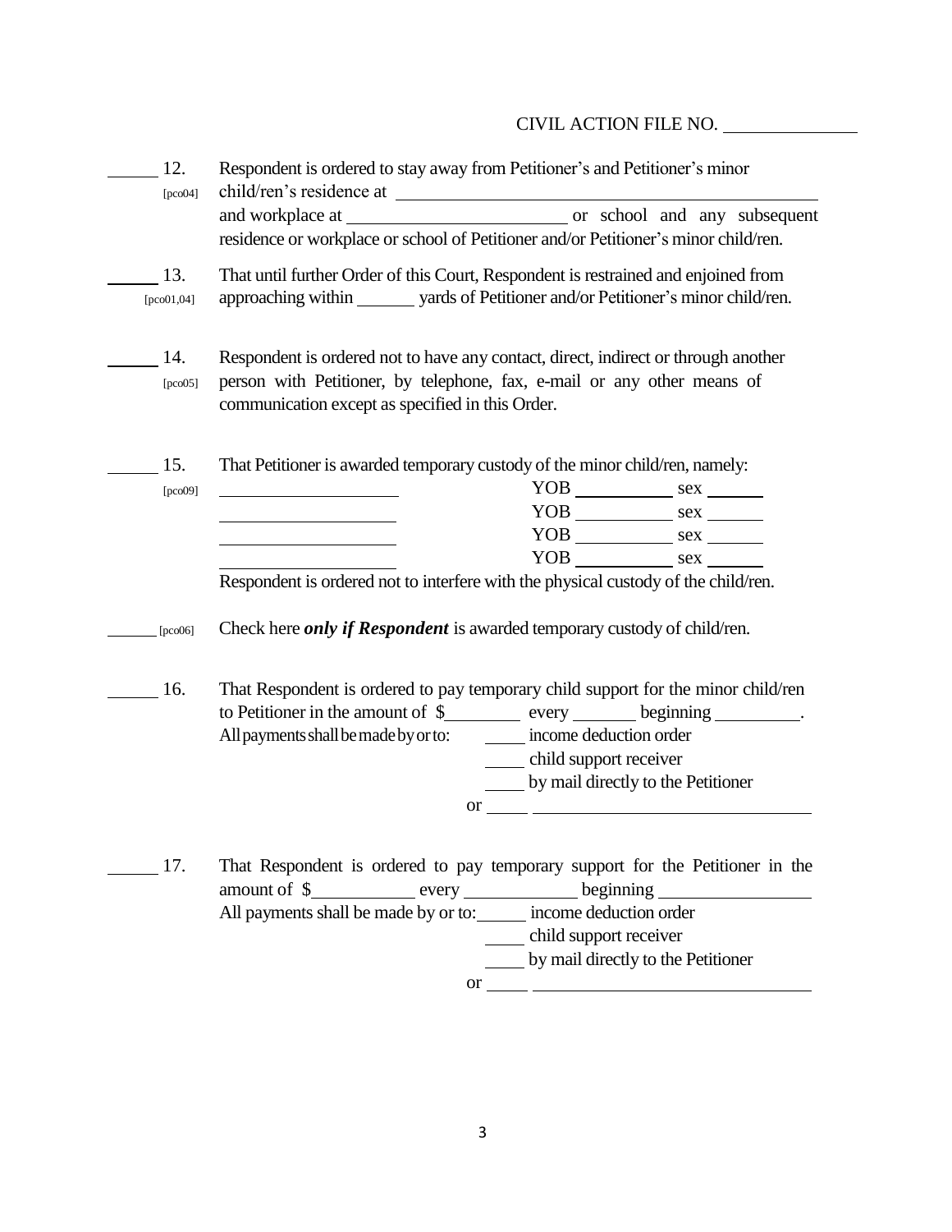CIVIL ACTION FILE NO. ______________

______ 12. [pco04] Respondent is ordered to stay away from Petitioner's and Petitioner's minor child/ren's residence at ________________________________________________ and workplace at ________________________ or school and any subsequent residence or workplace or school of Petitioner and/or Petitioner's minor child/ren.

______ 13. [pco01,04] That until further Order of this Court, Respondent is restrained and enjoined from approaching within ______ yards of Petitioner and/or Petitioner's minor child/ren.

______ 14. [pco05] Respondent is ordered not to have any contact, direct, indirect or through another person with Petitioner, by telephone, fax, e-mail or any other means of communication except as specified in this Order.

______ 15. [pco09] That Petitioner is awarded temporary custody of the minor child/ren, namely:

____________________ YOB __________ sex ______
____________________ YOB __________ sex ______
____________________ YOB __________ sex ______
____________________ YOB __________ sex ______

Respondent is ordered not to interfere with the physical custody of the child/ren.

______ [pco06] Check here ***only if Respondent*** is awarded temporary custody of child/ren.

______ 16. That Respondent is ordered to pay temporary child support for the minor child/ren to Petitioner in the amount of $________ every _______ beginning _________.
All payments shall be made by or to: _____ income deduction order
_____ child support receiver
_____ by mail directly to the Petitioner
or _____ ______________________________

______ 17. That Respondent is ordered to pay temporary support for the Petitioner in the amount of $__________ every ____________ beginning ________________
All payments shall be made by or to: _____ income deduction order
_____ child support receiver
_____ by mail directly to the Petitioner
or _____ ______________________________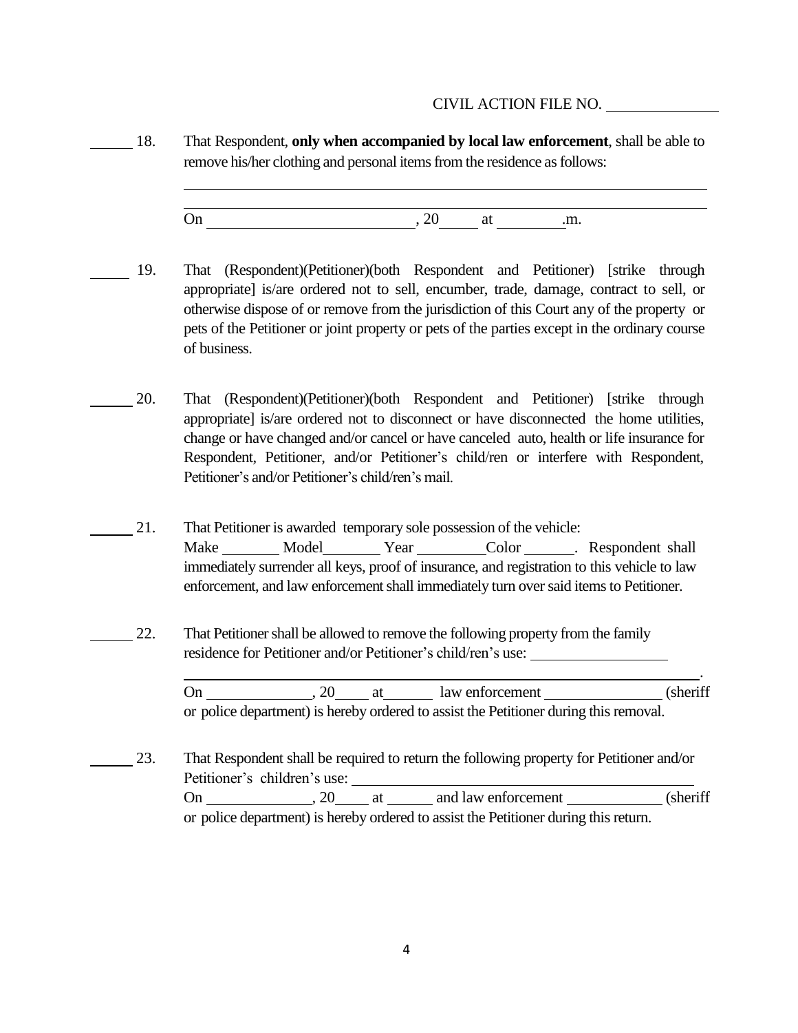CIVIL ACTION FILE NO. ______________

______ 18. That Respondent, **only when accompanied by local law enforcement**, shall be able to remove his/her clothing and personal items from the residence as follows:

_______________________________________________________________

_______________________________________________________________

On ___________________________, 20_____ at _________.m.

______ 19. That (Respondent)(Petitioner)(both Respondent and Petitioner) [strike through appropriate] is/are ordered not to sell, encumber, trade, damage, contract to sell, or otherwise dispose of or remove from the jurisdiction of this Court any of the property or pets of the Petitioner or joint property or pets of the parties except in the ordinary course of business.

______ 20. That (Respondent)(Petitioner)(both Respondent and Petitioner) [strike through appropriate] is/are ordered not to disconnect or have disconnected the home utilities, change or have changed and/or cancel or have canceled auto, health or life insurance for Respondent, Petitioner, and/or Petitioner's child/ren or interfere with Respondent, Petitioner's and/or Petitioner's child/ren's mail.

______ 21. That Petitioner is awarded temporary sole possession of the vehicle: Make ________ Model________ Year __________Color _______. Respondent shall immediately surrender all keys, proof of insurance, and registration to this vehicle to law enforcement, and law enforcement shall immediately turn over said items to Petitioner.

______ 22. That Petitioner shall be allowed to remove the following property from the family residence for Petitioner and/or Petitioner's child/ren's use: __________________

_______________________________________________________________.

On ______________, 20_____ at_______ law enforcement ________________ (sheriff or police department) is hereby ordered to assist the Petitioner during this removal.

______ 23. That Respondent shall be required to return the following property for Petitioner and/or Petitioner's children's use: ______________________________________________

On ______________, 20_____ at ______ and law enforcement _____________ (sheriff or police department) is hereby ordered to assist the Petitioner during this return.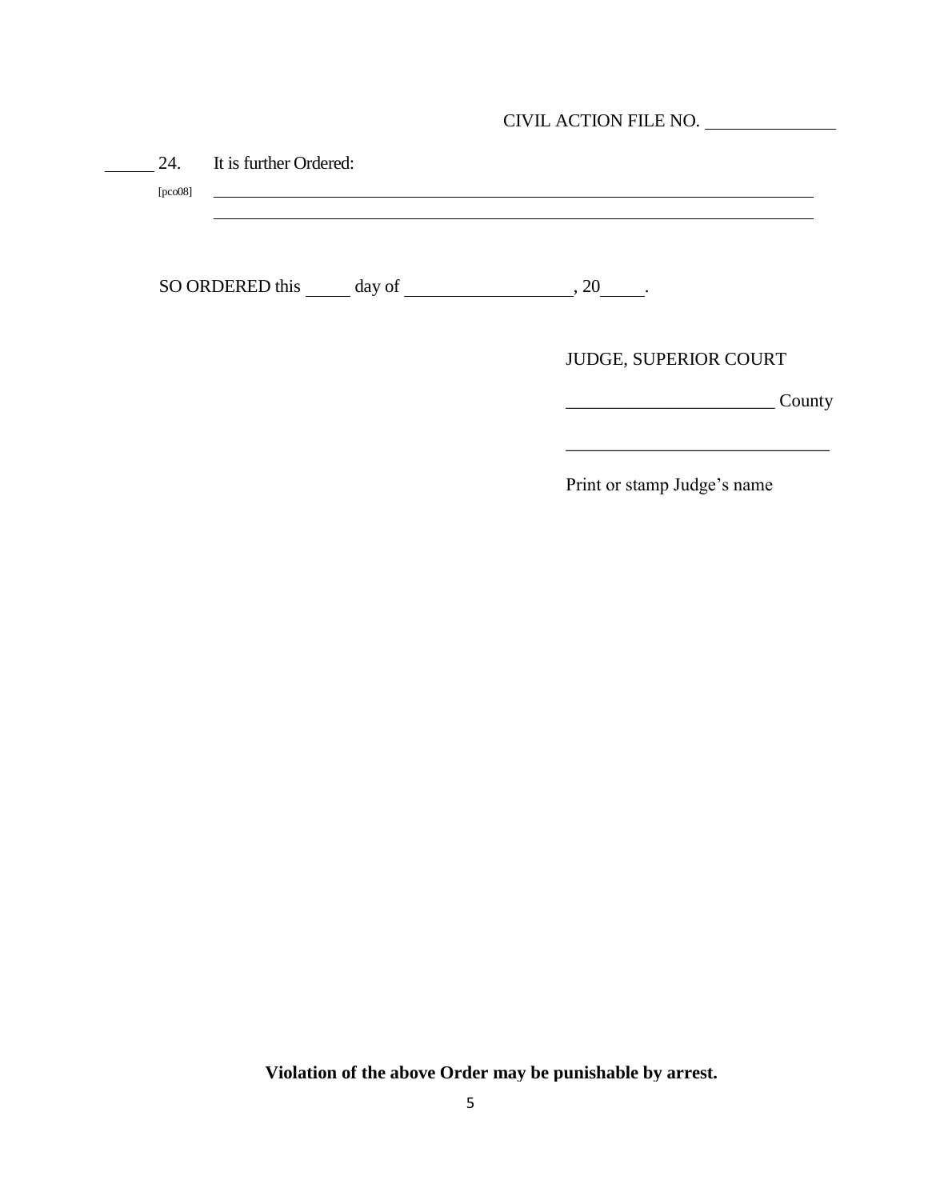CIVIL ACTION FILE NO. ______________

______ 24. It is further Ordered:

[pco08] ______________________________________________________________________

______________________________________________________________________

SO ORDERED this _____ day of __________________, 20_____.

JUDGE, SUPERIOR COURT

_______________________ County

_____________________________

Print or stamp Judge's name

**Violation of the above Order may be punishable by arrest.**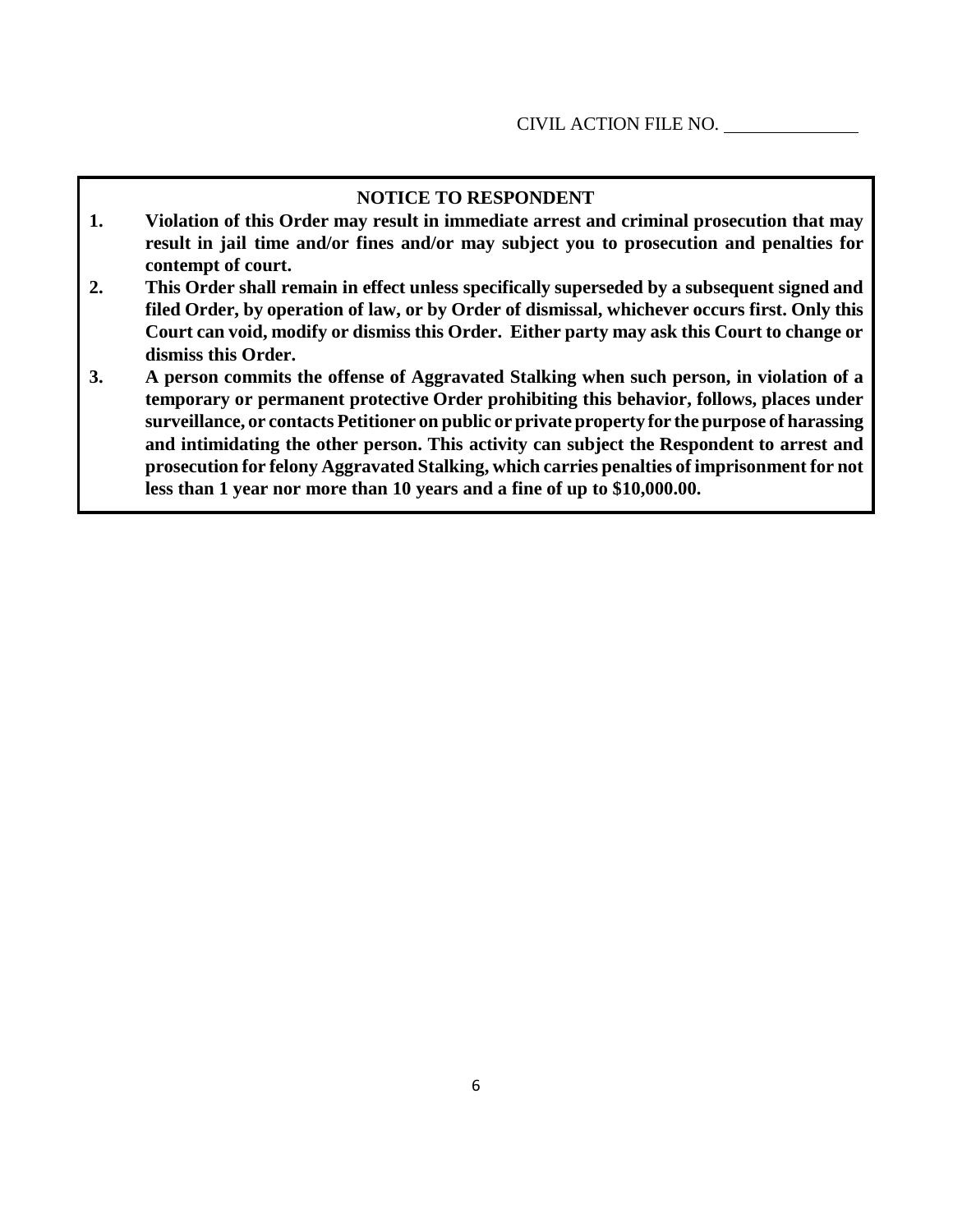CIVIL ACTION FILE NO. \_\_\_\_\_\_\_\_\_\_\_\_\_\_

## NOTICE TO RESPONDENT

1. **Violation of this Order may result in immediate arrest and criminal prosecution that may result in jail time and/or fines and/or may subject you to prosecution and penalties for contempt of court.**
2. **This Order shall remain in effect unless specifically superseded by a subsequent signed and filed Order, by operation of law, or by Order of dismissal, whichever occurs first. Only this Court can void, modify or dismiss this Order. Either party may ask this Court to change or dismiss this Order.**
3. **A person commits the offense of Aggravated Stalking when such person, in violation of a temporary or permanent protective Order prohibiting this behavior, follows, places under surveillance, or contacts Petitioner on public or private property for the purpose of harassing and intimidating the other person. This activity can subject the Respondent to arrest and prosecution for felony Aggravated Stalking, which carries penalties of imprisonment for not less than 1 year nor more than 10 years and a fine of up to $10,000.00.**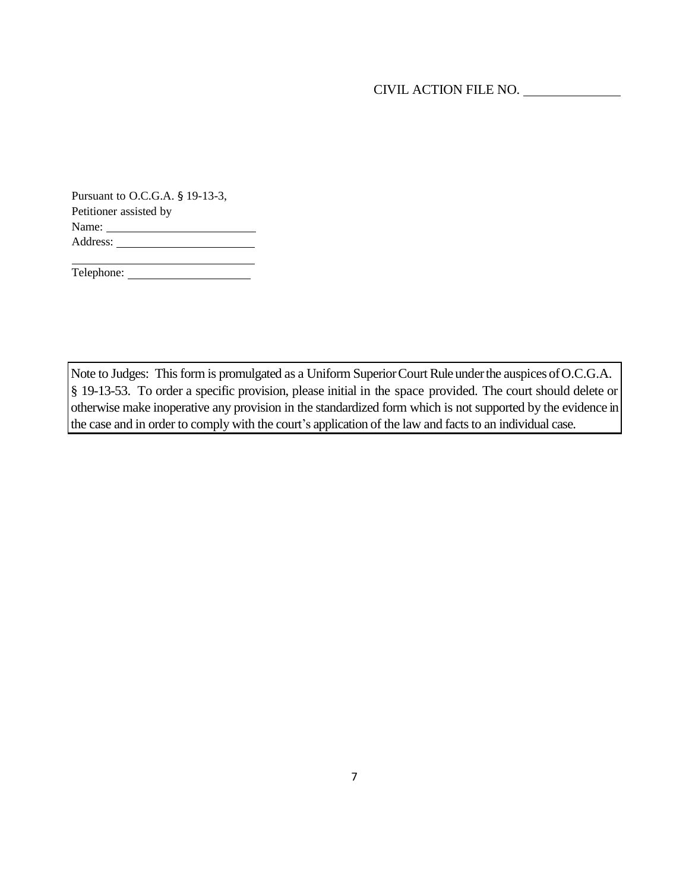CIVIL ACTION FILE NO. ______________

Pursuant to O.C.G.A. § 19-13-3,
Petitioner assisted by
Name: ________________________
Address: ______________________
______________________________
Telephone: ____________________

> Note to Judges: This form is promulgated as a Uniform Superior Court Rule under the auspices of O.C.G.A. § 19-13-53. To order a specific provision, please initial in the space provided. The court should delete or otherwise make inoperative any provision in the standardized form which is not supported by the evidence in the case and in order to comply with the court's application of the law and facts to an individual case.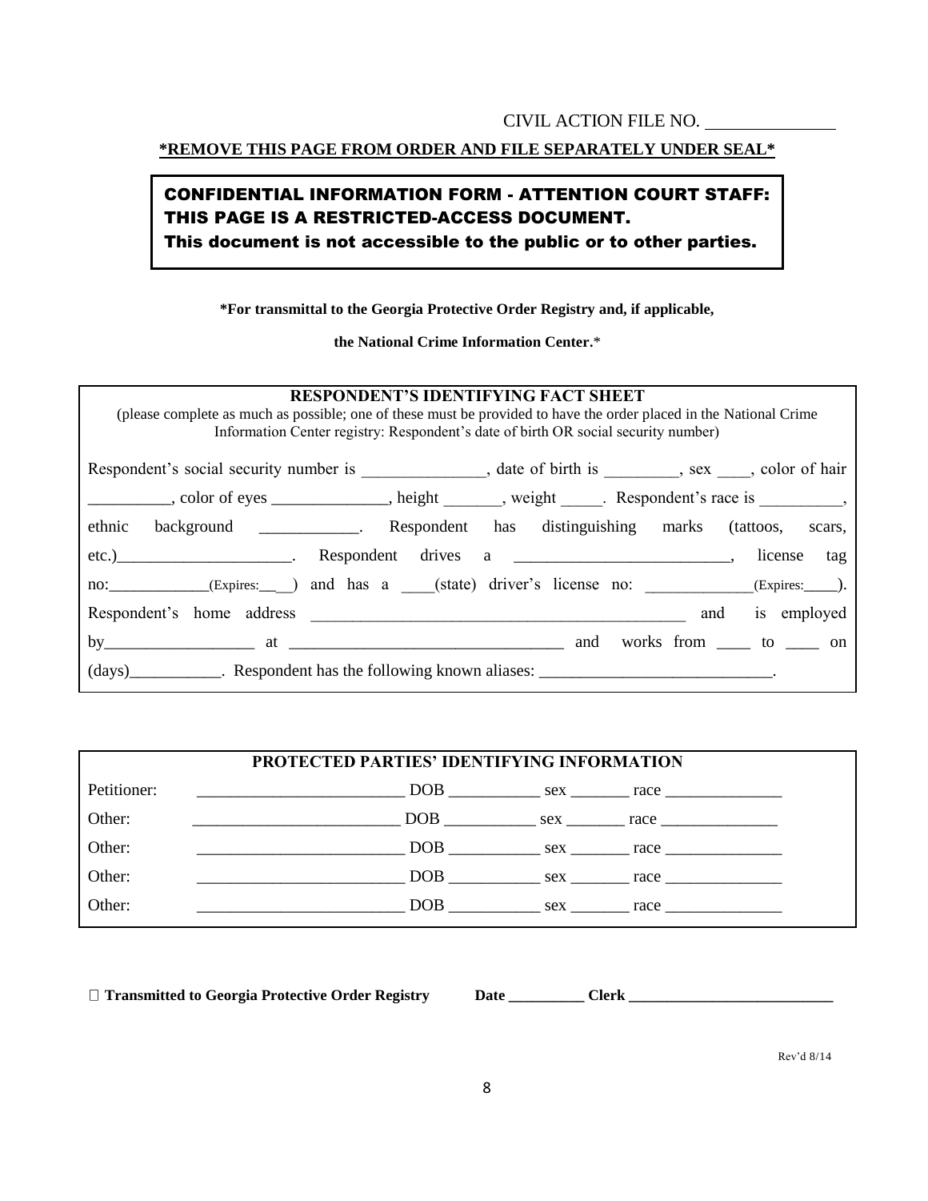CIVIL ACTION FILE NO. ______________

**\*REMOVE THIS PAGE FROM ORDER AND FILE SEPARATELY UNDER SEAL\***

**CONFIDENTIAL INFORMATION FORM - ATTENTION COURT STAFF: THIS PAGE IS A RESTRICTED-ACCESS DOCUMENT.**
**This document is not accessible to the public or to other parties.**

**\*For transmittal to the Georgia Protective Order Registry and, if applicable,**

**the National Crime Information Center.**\*

**RESPONDENT'S IDENTIFYING FACT SHEET**

(please complete as much as possible; one of these must be provided to have the order placed in the National Crime Information Center registry: Respondent's date of birth OR social security number)

Respondent's social security number is ______________, date of birth is ________, sex ____, color of hair _________, color of eyes _____________, height _______, weight _____. Respondent's race is _________, ethnic background ___________. Respondent has distinguishing marks (tattoos, scars, etc.)____________________. Respondent drives a _________________________, license tag no:____________(Expires:___) and has a ____(state) driver's license no: _____________(Expires:____). Respondent's home address ____________________________________________ and is employed by_________________ at ________________________________ and works from ____ to ____ on (days)___________. Respondent has the following known aliases: ___________________________.

**PROTECTED PARTIES' IDENTIFYING INFORMATION**

| | | | | |
|---|---|---|---|---|
| Petitioner: | ________________________ | DOB ___________ | sex _______ | race ______________ |
| Other: | ________________________ | DOB ___________ | sex _______ | race ______________ |
| Other: | ________________________ | DOB ___________ | sex _______ | race ______________ |
| Other: | ________________________ | DOB ___________ | sex _______ | race ______________ |
| Other: | ________________________ | DOB ___________ | sex _______ | race ______________ |

☐ **Transmitted to Georgia Protective Order Registry** **Date __________ Clerk ___________________________**

Rev'd 8/14